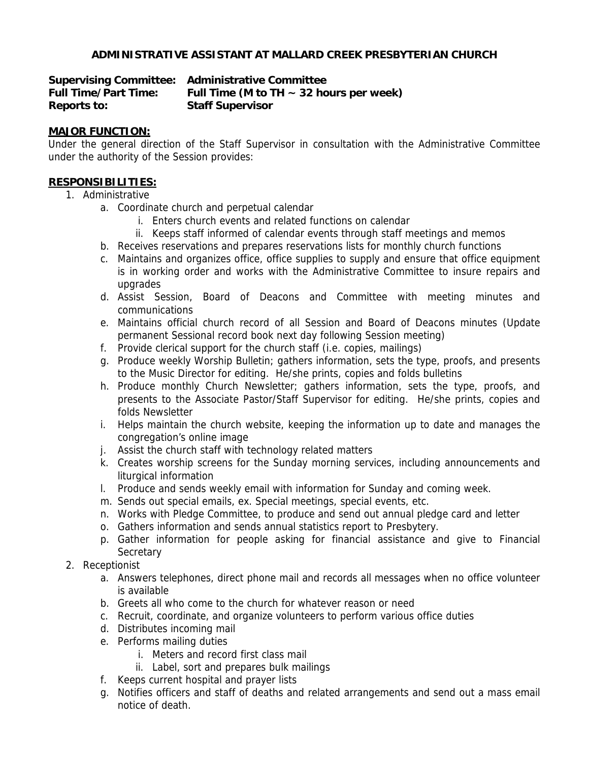# ADMINISTRATIVE ASSISTANT AT MALLARD CREEK PRESBYTERIAN CHURCH

**Supervising Committee:** **Administrative Committee**
**Full Time/Part Time:** **Full Time (M to TH ~ 32 hours per week)**
**Reports to:** **Staff Supervisor**

## MAJOR FUNCTION:

Under the general direction of the Staff Supervisor in consultation with the Administrative Committee under the authority of the Session provides:

## RESPONSIBILITIES:

1. Administrative
   a. Coordinate church and perpetual calendar
      i. Enters church events and related functions on calendar
      ii. Keeps staff informed of calendar events through staff meetings and memos
   b. Receives reservations and prepares reservations lists for monthly church functions
   c. Maintains and organizes office, office supplies to supply and ensure that office equipment is in working order and works with the Administrative Committee to insure repairs and upgrades
   d. Assist Session, Board of Deacons and Committee with meeting minutes and communications
   e. Maintains official church record of all Session and Board of Deacons minutes (Update permanent Sessional record book next day following Session meeting)
   f. Provide clerical support for the church staff (i.e. copies, mailings)
   g. Produce weekly Worship Bulletin; gathers information, sets the type, proofs, and presents to the Music Director for editing. He/she prints, copies and folds bulletins
   h. Produce monthly Church Newsletter; gathers information, sets the type, proofs, and presents to the Associate Pastor/Staff Supervisor for editing. He/she prints, copies and folds Newsletter
   i. Helps maintain the church website, keeping the information up to date and manages the congregation's online image
   j. Assist the church staff with technology related matters
   k. Creates worship screens for the Sunday morning services, including announcements and liturgical information
   l. Produce and sends weekly email with information for Sunday and coming week.
   m. Sends out special emails, ex. Special meetings, special events, etc.
   n. Works with Pledge Committee, to produce and send out annual pledge card and letter
   o. Gathers information and sends annual statistics report to Presbytery.
   p. Gather information for people asking for financial assistance and give to Financial Secretary
2. Receptionist
   a. Answers telephones, direct phone mail and records all messages when no office volunteer is available
   b. Greets all who come to the church for whatever reason or need
   c. Recruit, coordinate, and organize volunteers to perform various office duties
   d. Distributes incoming mail
   e. Performs mailing duties
      i. Meters and record first class mail
      ii. Label, sort and prepares bulk mailings
   f. Keeps current hospital and prayer lists
   g. Notifies officers and staff of deaths and related arrangements and send out a mass email notice of death.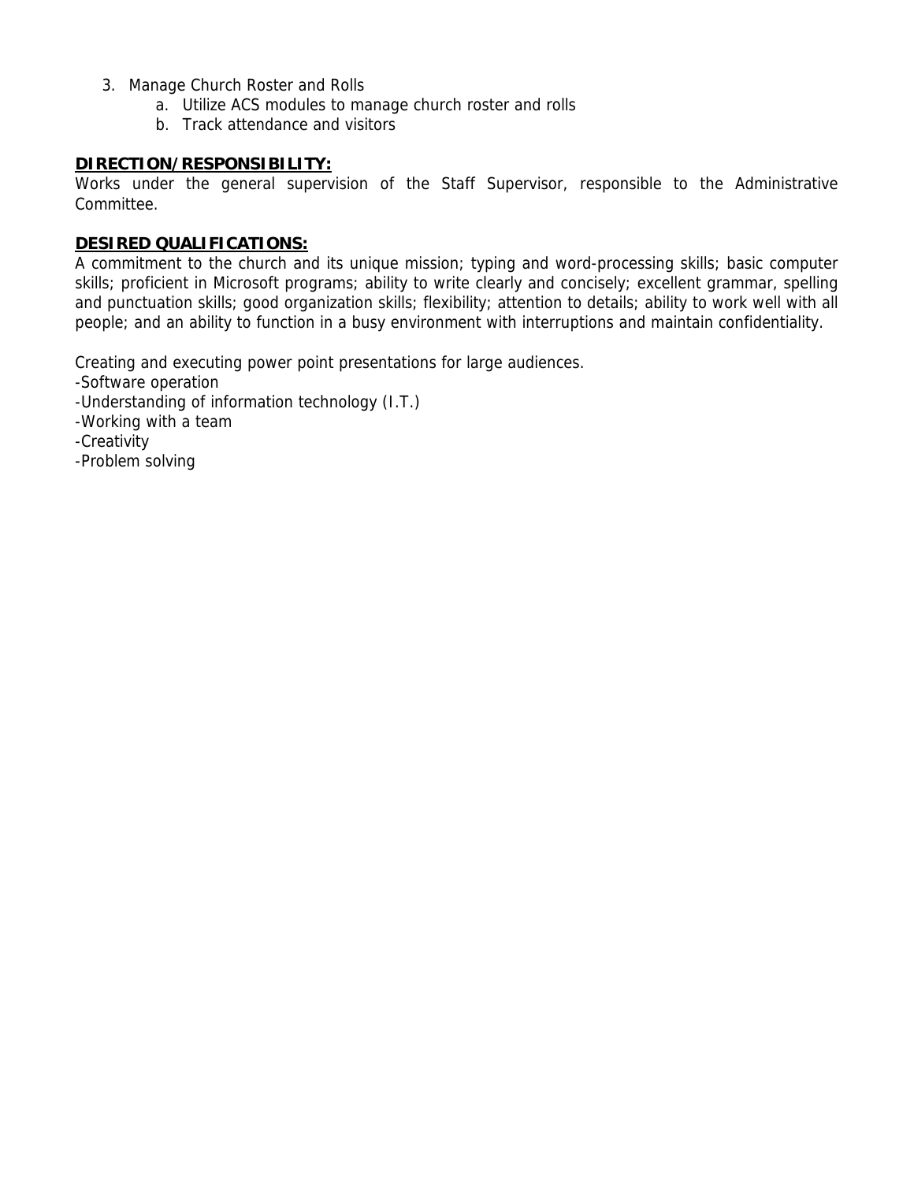3. Manage Church Roster and Rolls
    a. Utilize ACS modules to manage church roster and rolls
    b. Track attendance and visitors

**DIRECTION/RESPONSIBILITY:**

Works under the general supervision of the Staff Supervisor, responsible to the Administrative Committee.

**DESIRED QUALIFICATIONS:**

A commitment to the church and its unique mission; typing and word-processing skills; basic computer skills; proficient in Microsoft programs; ability to write clearly and concisely; excellent grammar, spelling and punctuation skills; good organization skills; flexibility; attention to details; ability to work well with all people; and an ability to function in a busy environment with interruptions and maintain confidentiality.

Creating and executing power point presentations for large audiences.

-Software operation

-Understanding of information technology (I.T.)

-Working with a team

-Creativity

-Problem solving